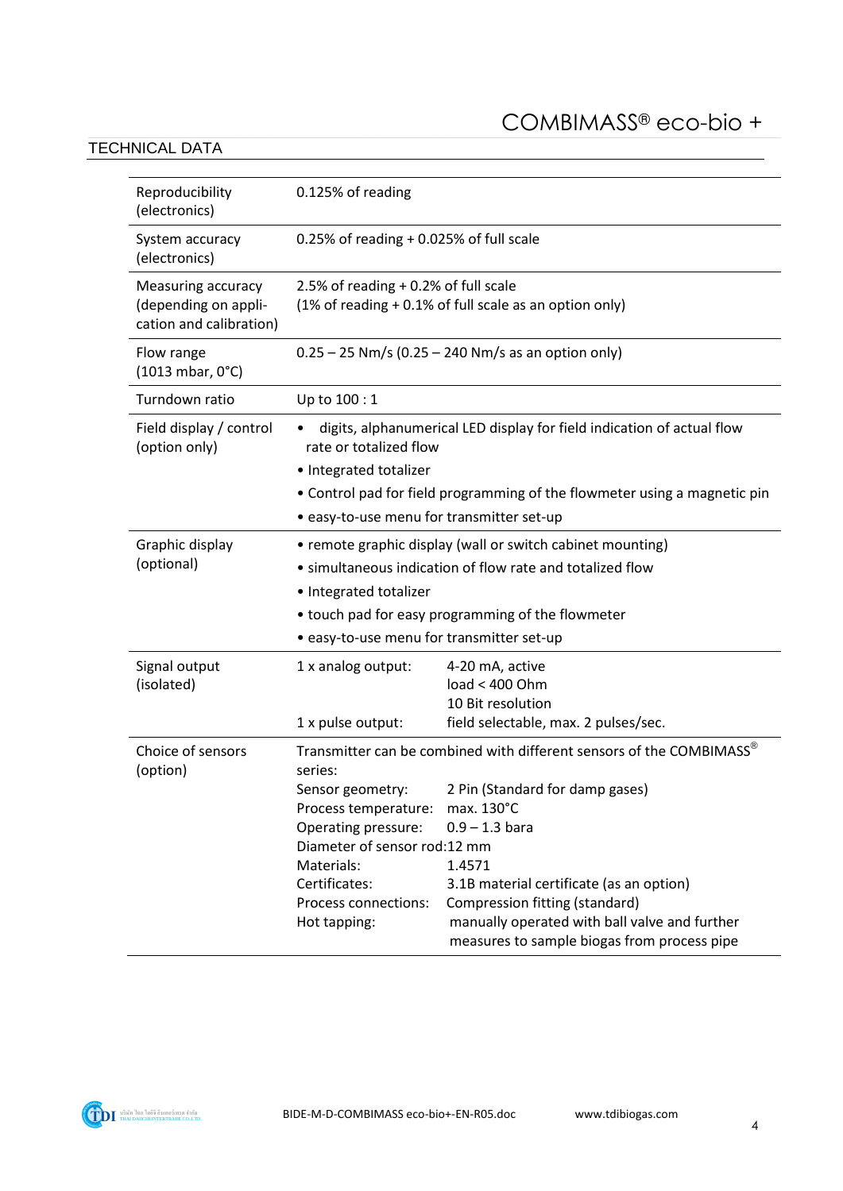# COMBIMASS® eco-bio +

## TECHNICAL DATA

| | |
|---|---|
| Reproducibility (electronics) | 0.125% of reading |
| System accuracy (electronics) | 0.25% of reading + 0.025% of full scale |
| Measuring accuracy (depending on appli-cation and calibration) | 2.5% of reading + 0.2% of full scale<br>(1% of reading + 0.1% of full scale as an option only) |
| Flow range (1013 mbar, 0°C) | 0.25 – 25 Nm/s (0.25 – 240 Nm/s as an option only) |
| Turndown ratio | Up to 100 : 1 |
| Field display / control (option only) | • digits, alphanumerical LED display for field indication of actual flow rate or totalized flow<br>• Integrated totalizer<br>• Control pad for field programming of the flowmeter using a magnetic pin<br>• easy-to-use menu for transmitter set-up |
| Graphic display (optional) | • remote graphic display (wall or switch cabinet mounting)<br>• simultaneous indication of flow rate and totalized flow<br>• Integrated totalizer<br>• touch pad for easy programming of the flowmeter<br>• easy-to-use menu for transmitter set-up |
| Signal output (isolated) | 1 x analog output: 4-20 mA, active; load < 400 Ohm; 10 Bit resolution<br>1 x pulse output: field selectable, max. 2 pulses/sec. |
| Choice of sensors (option) | Transmitter can be combined with different sensors of the COMBIMASS® series:<br>Sensor geometry: 2 Pin (Standard for damp gases)<br>Process temperature: max. 130°C<br>Operating pressure: 0.9 – 1.3 bara<br>Diameter of sensor rod: 12 mm<br>Materials: 1.4571<br>Certificates: 3.1B material certificate (as an option)<br>Process connections: Compression fitting (standard)<br>Hot tapping: manually operated with ball valve and further measures to sample biogas from process pipe |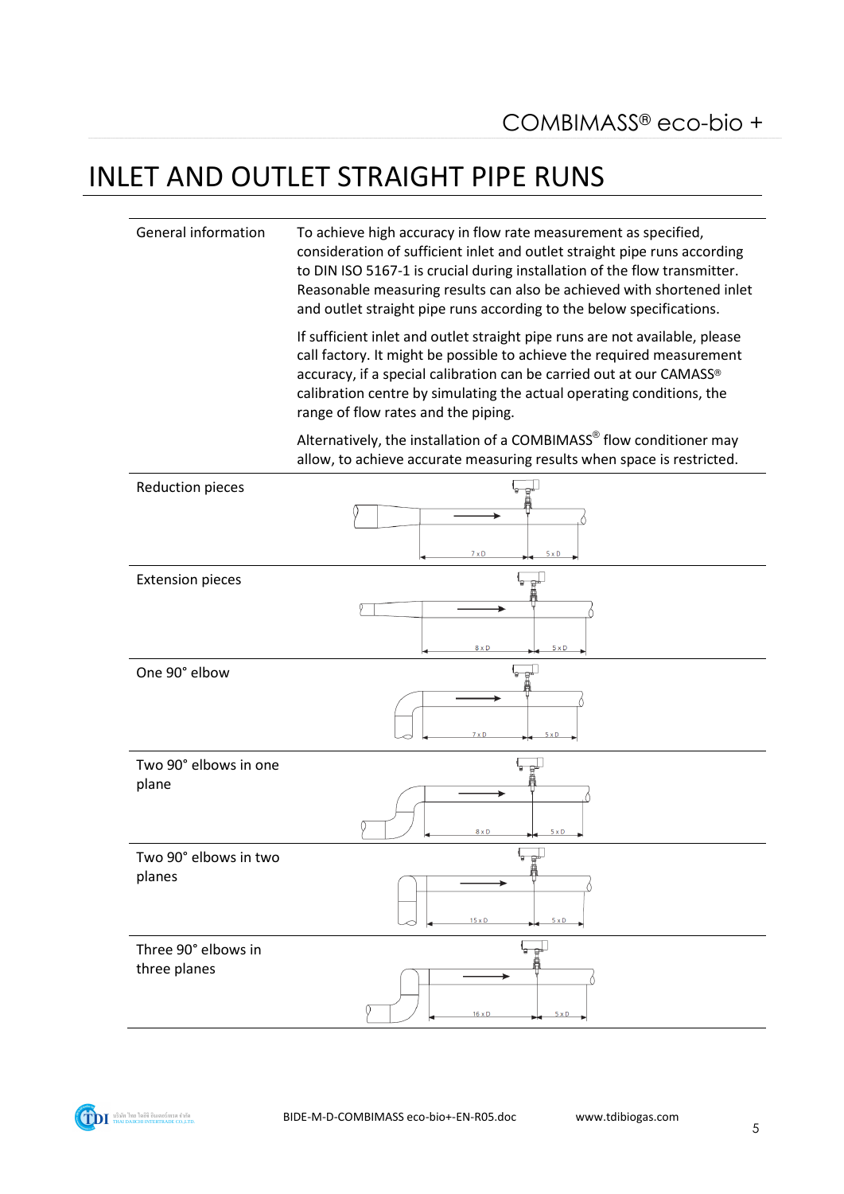# INLET AND OUTLET STRAIGHT PIPE RUNS

| | |
|---|---|
| General information | To achieve high accuracy in flow rate measurement as specified, consideration of sufficient inlet and outlet straight pipe runs according to DIN ISO 5167-1 is crucial during installation of the flow transmitter. Reasonable measuring results can also be achieved with shortened inlet and outlet straight pipe runs according to the below specifications.<br><br>If sufficient inlet and outlet straight pipe runs are not available, please call factory. It might be possible to achieve the required measurement accuracy, if a special calibration can be carried out at our CAMASS® calibration centre by simulating the actual operating conditions, the range of flow rates and the piping.<br><br>Alternatively, the installation of a COMBIMASS® flow conditioner may allow, to achieve accurate measuring results when space is restricted. |
| Reduction pieces | 7 x D / 5 x D |
| Extension pieces | 8 x D / 5 x D |
| One 90° elbow | 7 x D / 5 x D |
| Two 90° elbows in one plane | 8 x D / 5 x D |
| Two 90° elbows in two planes | 15 x D / 5 x D |
| Three 90° elbows in three planes | 16 x D / 5 x D |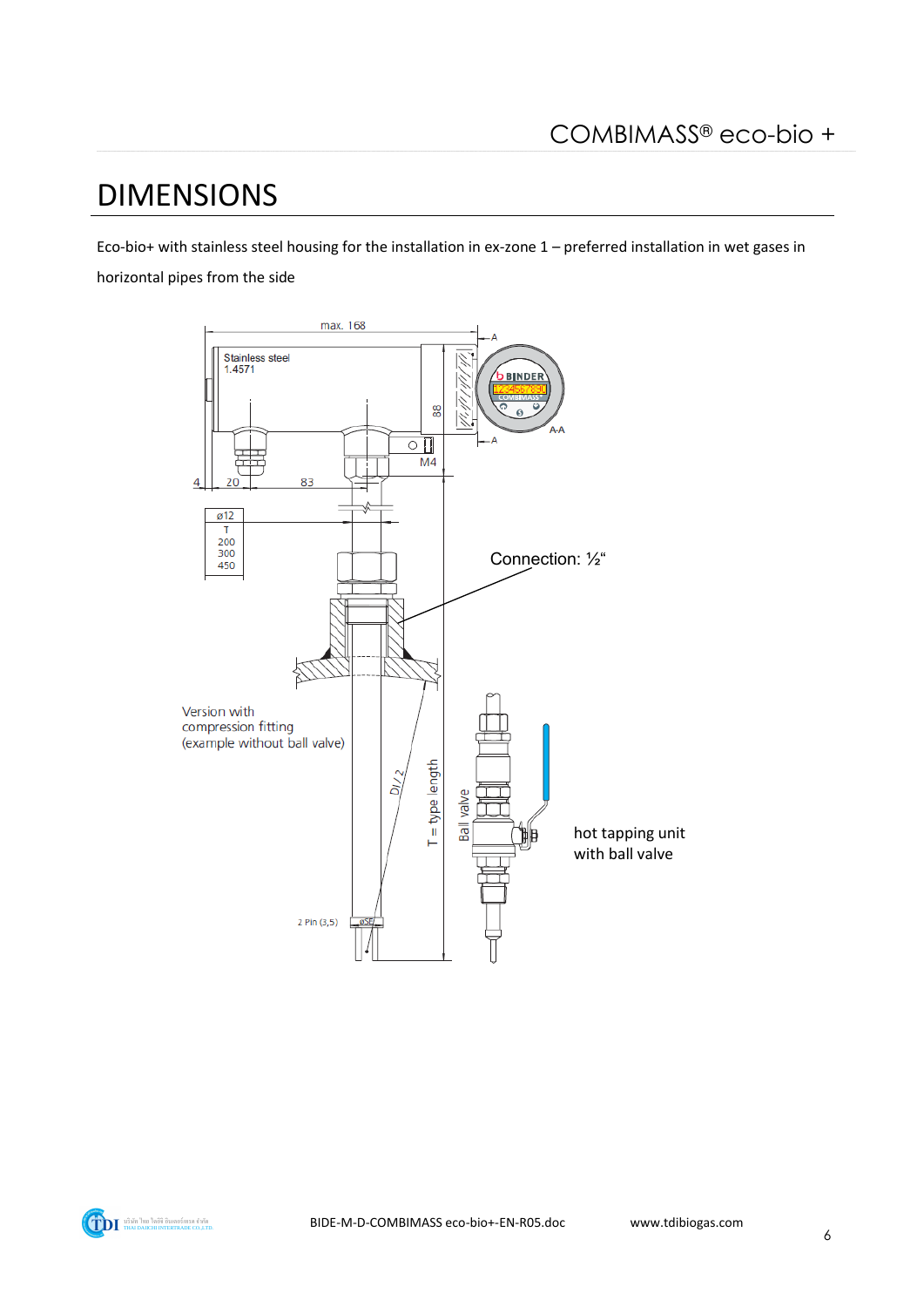# DIMENSIONS

Eco-bio+ with stainless steel housing for the installation in ex-zone 1 – preferred installation in wet gases in horizontal pipes from the side

max. 168

Stainless steel 1.4571

88

M4

4 20 83

| ø12 |
|---|
| T |
| 200 |
| 300 |
| 450 |

Connection: ½“

Version with compression fitting (example without ball valve)

DI / 2

T = type length

Ball valve

hot tapping unit with ball valve

2 Pin (3,5)

øSE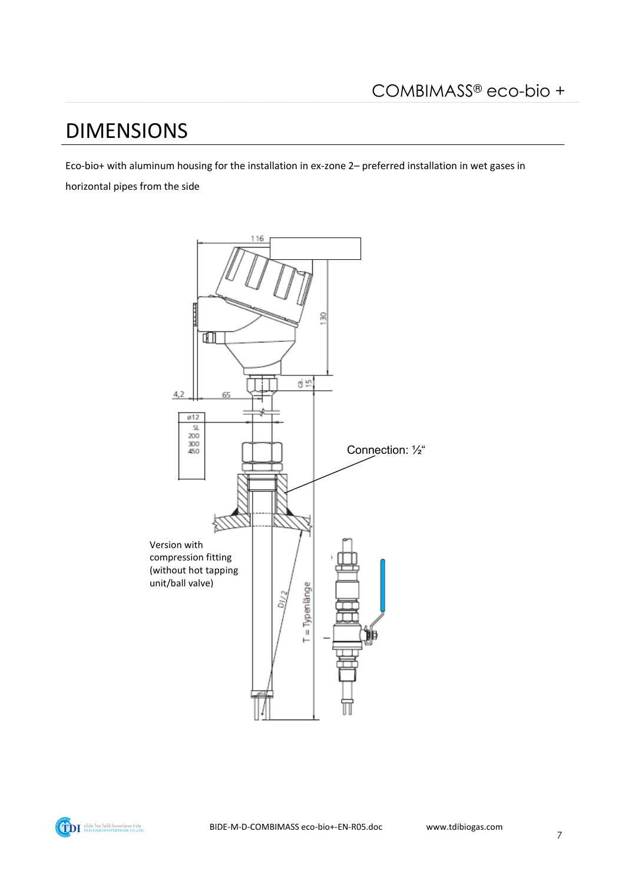# DIMENSIONS

Eco-bio+ with aluminum housing for the installation in ex-zone 2– preferred installation in wet gases in horizontal pipes from the side

116

130

ca. 15

4,2

65

ø12

| SL |
| --- |
| 200 |
| 300 |
| 450 |

Connection: ½“

Version with compression fitting (without hot tapping unit/ball valve)

DI/2

T = Typenlänge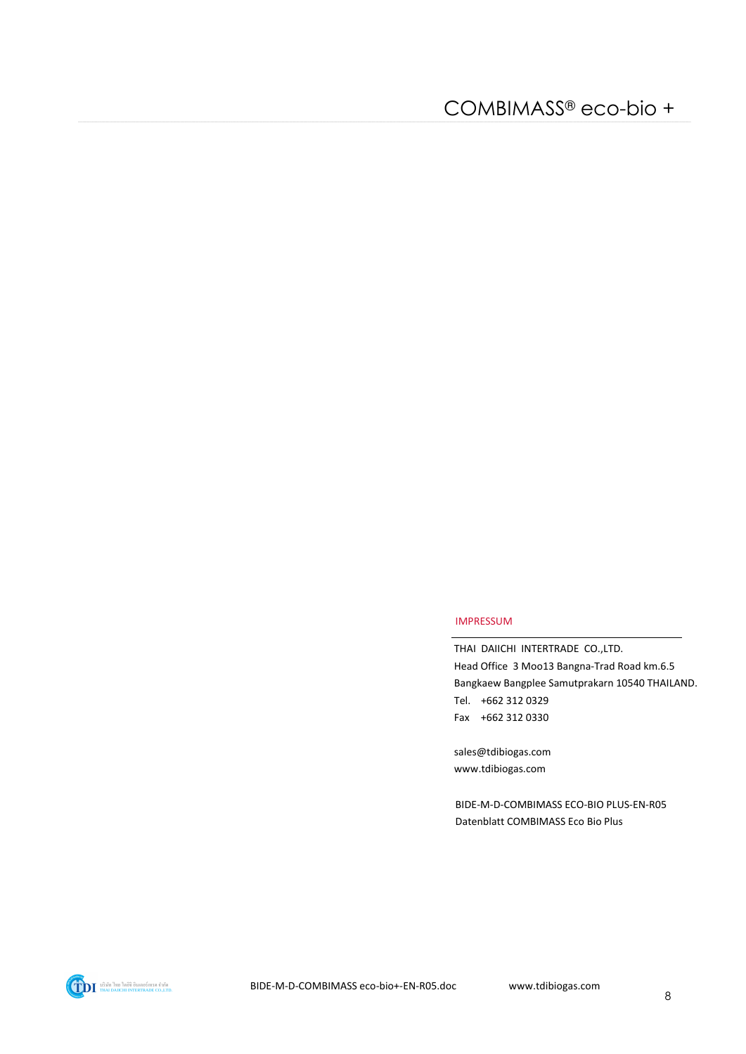IMPRESSUM

THAI DAIICHI INTERTRADE CO.,LTD.
Head Office 3 Moo13 Bangna-Trad Road km.6.5
Bangkaew Bangplee Samutprakarn 10540 THAILAND.
Tel. +662 312 0329
Fax +662 312 0330

sales@tdibiogas.com
www.tdibiogas.com

BIDE-M-D-COMBIMASS ECO-BIO PLUS-EN-R05
Datenblatt COMBIMASS Eco Bio Plus